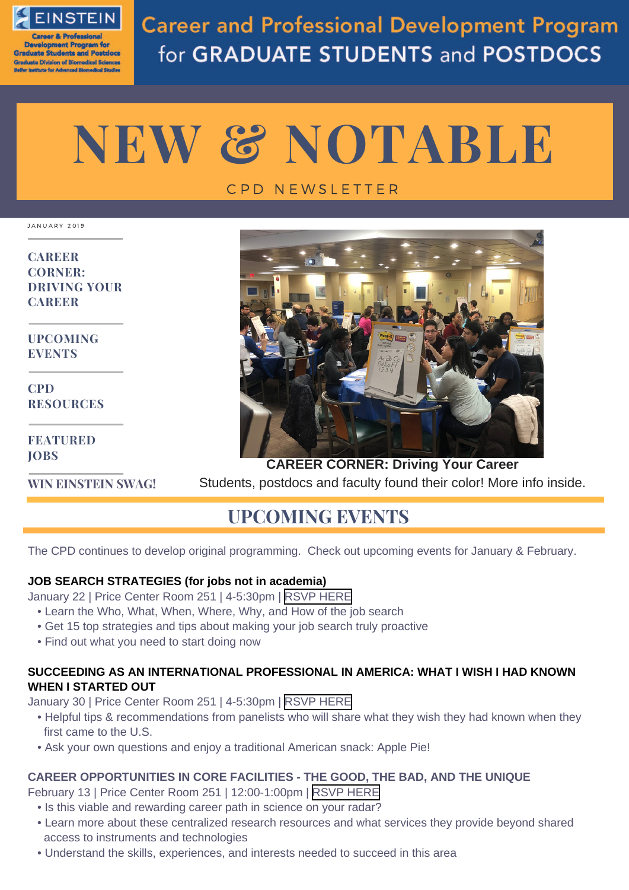EINSTEIN

Career & Professional Development Program for Graduate Students and Postdocs
Graduate Division of Biomedical Sciences
Belfer Institute for Advanced Biomedical Studies

Career and Professional Development Program for GRADUATE STUDENTS and POSTDOCS

# NEW & NOTABLE

CPD NEWSLETTER

JANUARY 2019

**CAREER CORNER: DRIVING YOUR CAREER**

**UPCOMING EVENTS**

**CPD RESOURCES**

**FEATURED JOBS**

**WIN EINSTEIN SWAG!**

**CAREER CORNER: Driving Your Career**

Students, postdocs and faculty found their color! More info inside.

## UPCOMING EVENTS

The CPD continues to develop original programming. Check out upcoming events for January & February.

**JOB SEARCH STRATEGIES (for jobs not in academia)**

January 22 | Price Center Room 251 | 4-5:30pm | RSVP HERE

- Learn the Who, What, When, Where, Why, and How of the job search
- Get 15 top strategies and tips about making your job search truly proactive
- Find out what you need to start doing now

**SUCCEEDING AS AN INTERNATIONAL PROFESSIONAL IN AMERICA: WHAT I WISH I HAD KNOWN WHEN I STARTED OUT**

January 30 | Price Center Room 251 | 4-5:30pm | RSVP HERE

- Helpful tips & recommendations from panelists who will share what they wish they had known when they first came to the U.S.
- Ask your own questions and enjoy a traditional American snack: Apple Pie!

**CAREER OPPORTUNITIES IN CORE FACILITIES - THE GOOD, THE BAD, AND THE UNIQUE**

February 13 | Price Center Room 251 | 12:00-1:00pm | RSVP HERE

- Is this viable and rewarding career path in science on your radar?
- Learn more about these centralized research resources and what services they provide beyond shared access to instruments and technologies
- Understand the skills, experiences, and interests needed to succeed in this area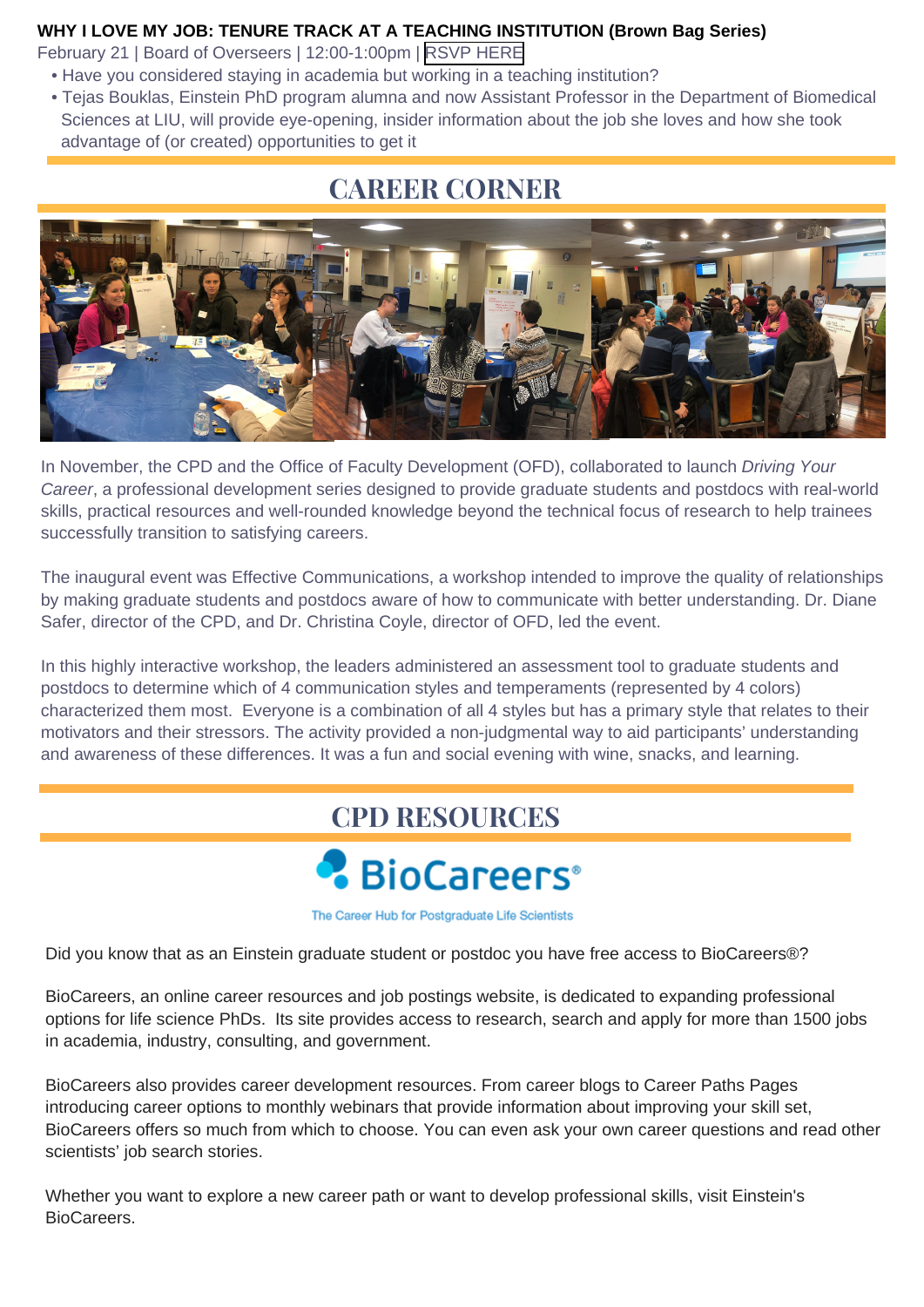**WHY I LOVE MY JOB: TENURE TRACK AT A TEACHING INSTITUTION (Brown Bag Series)**

February 21 | Board of Overseers | 12:00-1:00pm | RSVP HERE

- Have you considered staying in academia but working in a teaching institution?
- Tejas Bouklas, Einstein PhD program alumna and now Assistant Professor in the Department of Biomedical Sciences at LIU, will provide eye-opening, insider information about the job she loves and how she took advantage of (or created) opportunities to get it

## CAREER CORNER

In November, the CPD and the Office of Faculty Development (OFD), collaborated to launch *Driving Your Career*, a professional development series designed to provide graduate students and postdocs with real-world skills, practical resources and well-rounded knowledge beyond the technical focus of research to help trainees successfully transition to satisfying careers.

The inaugural event was Effective Communications, a workshop intended to improve the quality of relationships by making graduate students and postdocs aware of how to communicate with better understanding. Dr. Diane Safer, director of the CPD, and Dr. Christina Coyle, director of OFD, led the event.

In this highly interactive workshop, the leaders administered an assessment tool to graduate students and postdocs to determine which of 4 communication styles and temperaments (represented by 4 colors) characterized them most. Everyone is a combination of all 4 styles but has a primary style that relates to their motivators and their stressors. The activity provided a non-judgmental way to aid participants' understanding and awareness of these differences. It was a fun and social evening with wine, snacks, and learning.

## CPD RESOURCES

BioCareers®

The Career Hub for Postgraduate Life Scientists

Did you know that as an Einstein graduate student or postdoc you have free access to BioCareers®?

BioCareers, an online career resources and job postings website, is dedicated to expanding professional options for life science PhDs. Its site provides access to research, search and apply for more than 1500 jobs in academia, industry, consulting, and government.

BioCareers also provides career development resources. From career blogs to Career Paths Pages introducing career options to monthly webinars that provide information about improving your skill set, BioCareers offers so much from which to choose. You can even ask your own career questions and read other scientists' job search stories.

Whether you want to explore a new career path or want to develop professional skills, visit Einstein's BioCareers.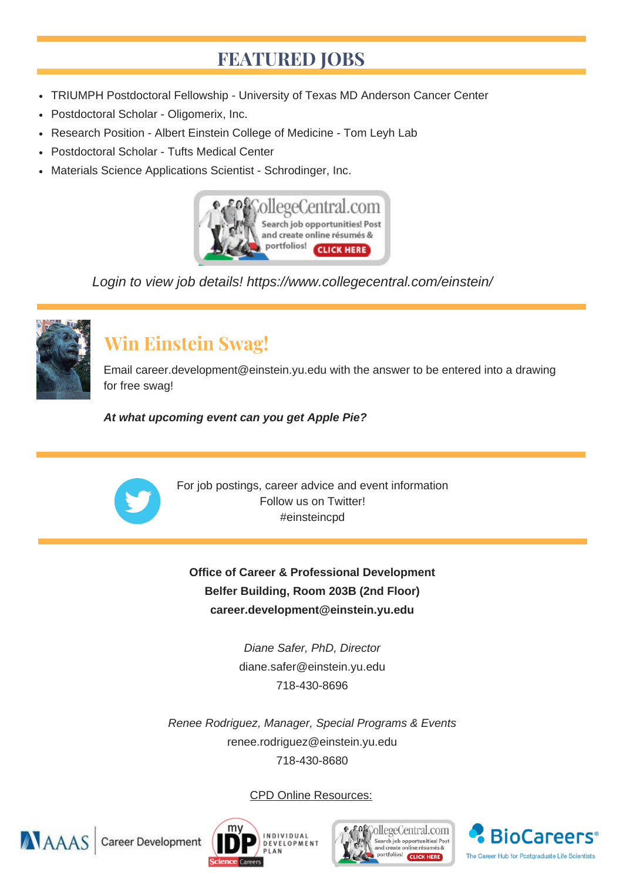## FEATURED JOBS

- TRIUMPH Postdoctoral Fellowship - University of Texas MD Anderson Cancer Center
- Postdoctoral Scholar - Oligomerix, Inc.
- Research Position - Albert Einstein College of Medicine - Tom Leyh Lab
- Postdoctoral Scholar - Tufts Medical Center
- Materials Science Applications Scientist - Schrodinger, Inc.

*Login to view job details! https://www.collegecentral.com/einstein/*

## Win Einstein Swag!

Email career.development@einstein.yu.edu with the answer to be entered into a drawing for free swag!

***At what upcoming event can you get Apple Pie?***

For job postings, career advice and event information
Follow us on Twitter!
#einsteincpd

**Office of Career & Professional Development**
**Belfer Building, Room 203B (2nd Floor)**
**career.development@einstein.yu.edu**

*Diane Safer, PhD, Director*
diane.safer@einstein.yu.edu
718-430-8696

*Renee Rodriguez, Manager, Special Programs & Events*
renee.rodriguez@einstein.yu.edu
718-430-8680

CPD Online Resources: